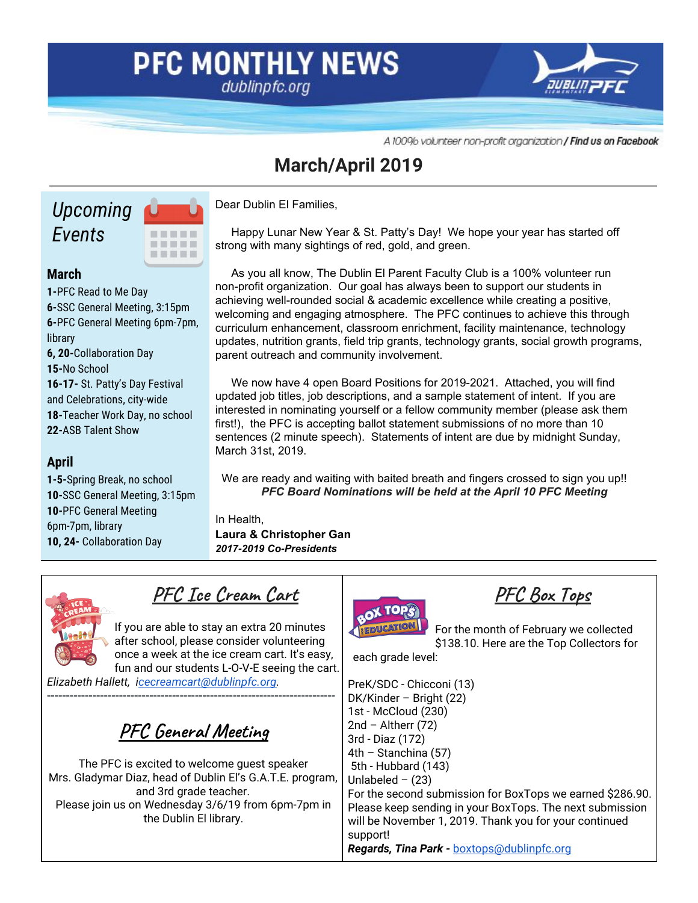# PFC MONTHLY NEWS

dublinpfc.org

A 100% volunteer non-profit organization / **Find us on Facebook**

## March/April 2019

### Upcoming Events

**March**

**1-**PFC Read to Me Day
**6-**SSC General Meeting, 3:15pm
**6-**PFC General Meeting 6pm-7pm, library
**6, 20-**Collaboration Day
**15-**No School
**16-17-** St. Patty's Day Festival and Celebrations, city-wide
**18-**Teacher Work Day, no school
**22-**ASB Talent Show

**April**

**1-5-**Spring Break, no school
**10-**SSC General Meeting, 3:15pm
**10-**PFC General Meeting 6pm-7pm, library
**10, 24-** Collaboration Day

Dear Dublin El Families,

Happy Lunar New Year & St. Patty's Day! We hope your year has started off strong with many sightings of red, gold, and green.

As you all know, The Dublin El Parent Faculty Club is a 100% volunteer run non-profit organization. Our goal has always been to support our students in achieving well-rounded social & academic excellence while creating a positive, welcoming and engaging atmosphere. The PFC continues to achieve this through curriculum enhancement, classroom enrichment, facility maintenance, technology updates, nutrition grants, field trip grants, technology grants, social growth programs, parent outreach and community involvement.

We now have 4 open Board Positions for 2019-2021. Attached, you will find updated job titles, job descriptions, and a sample statement of intent. If you are interested in nominating yourself or a fellow community member (please ask them first!), the PFC is accepting ballot statement submissions of no more than 10 sentences (2 minute speech). Statements of intent are due by midnight Sunday, March 31st, 2019.

We are ready and waiting with baited breath and fingers crossed to sign you up!!
***PFC Board Nominations will be held at the April 10 PFC Meeting***

In Health,
**Laura & Christopher Gan**
***2017-2019 Co-Presidents***

## PFC Ice Cream Cart

If you are able to stay an extra 20 minutes after school, please consider volunteering once a week at the ice cream cart. It's easy, fun and our students L-O-V-E seeing the cart.
*Elizabeth Hallett, icecreamcart@dublinpfc.org.*

## PFC General Meeting

The PFC is excited to welcome guest speaker Mrs. Gladymar Diaz, head of Dublin El's G.A.T.E. program, and 3rd grade teacher.
Please join us on Wednesday 3/6/19 from 6pm-7pm in the Dublin El library.

## PFC Box Tops

For the month of February we collected $138.10. Here are the Top Collectors for each grade level:

PreK/SDC - Chicconi (13)
DK/Kinder – Bright (22)
1st - McCloud (230)
2nd – Altherr (72)
3rd - Diaz (172)
4th – Stanchina (57)
5th - Hubbard (143)
Unlabeled – (23)

For the second submission for BoxTops we earned $286.90. Please keep sending in your BoxTops. The next submission will be November 1, 2019. Thank you for your continued support!
***Regards, Tina Park -*** boxtops@dublinpfc.org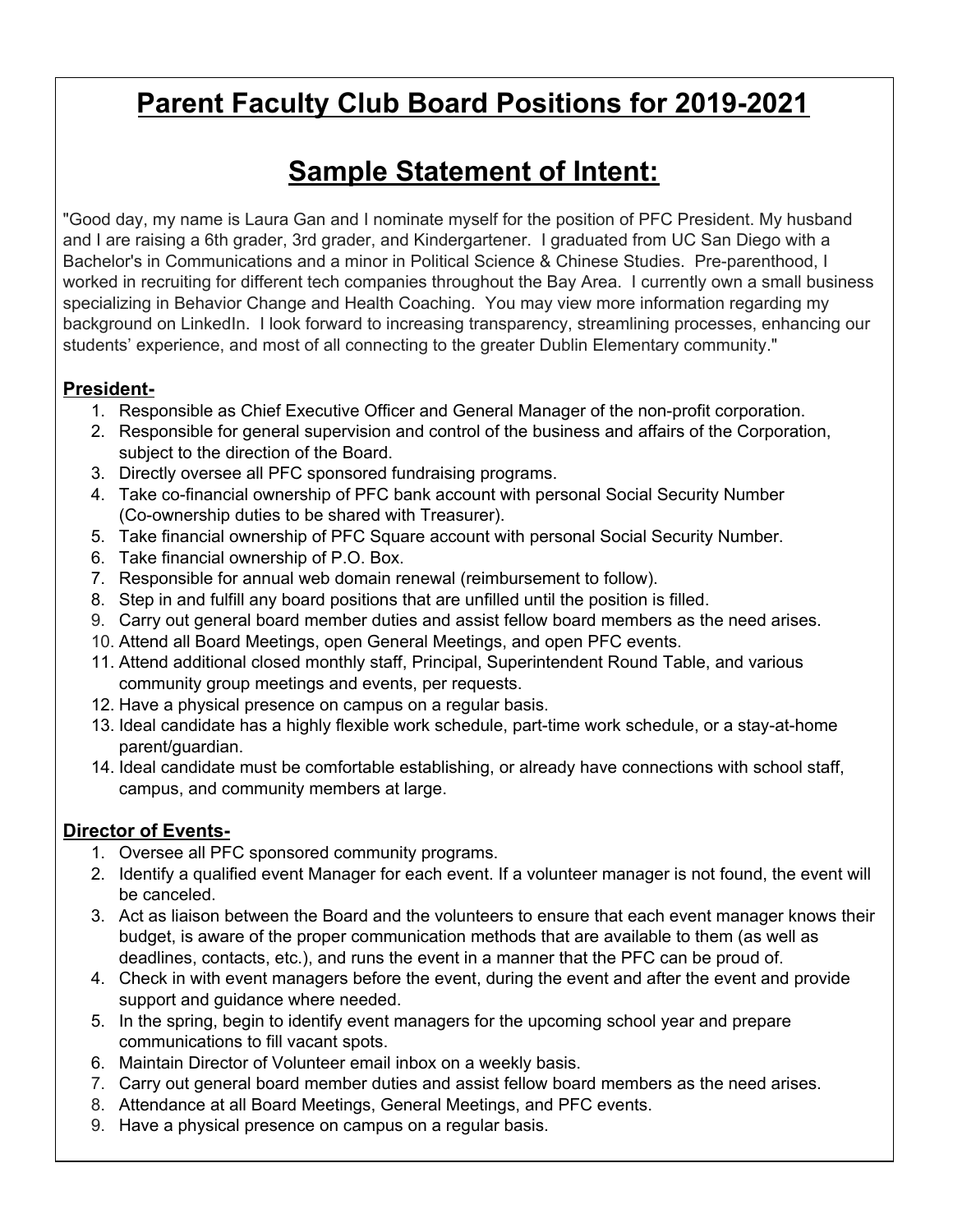# Parent Faculty Club Board Positions for 2019-2021

## Sample Statement of Intent:

"Good day, my name is Laura Gan and I nominate myself for the position of PFC President. My husband and I are raising a 6th grader, 3rd grader, and Kindergartener. I graduated from UC San Diego with a Bachelor's in Communications and a minor in Political Science & Chinese Studies. Pre-parenthood, I worked in recruiting for different tech companies throughout the Bay Area. I currently own a small business specializing in Behavior Change and Health Coaching. You may view more information regarding my background on LinkedIn. I look forward to increasing transparency, streamlining processes, enhancing our students' experience, and most of all connecting to the greater Dublin Elementary community."

### President-

1. Responsible as Chief Executive Officer and General Manager of the non-profit corporation.
2. Responsible for general supervision and control of the business and affairs of the Corporation, subject to the direction of the Board.
3. Directly oversee all PFC sponsored fundraising programs.
4. Take co-financial ownership of PFC bank account with personal Social Security Number (Co-ownership duties to be shared with Treasurer).
5. Take financial ownership of PFC Square account with personal Social Security Number.
6. Take financial ownership of P.O. Box.
7. Responsible for annual web domain renewal (reimbursement to follow).
8. Step in and fulfill any board positions that are unfilled until the position is filled.
9. Carry out general board member duties and assist fellow board members as the need arises.
10. Attend all Board Meetings, open General Meetings, and open PFC events.
11. Attend additional closed monthly staff, Principal, Superintendent Round Table, and various community group meetings and events, per requests.
12. Have a physical presence on campus on a regular basis.
13. Ideal candidate has a highly flexible work schedule, part-time work schedule, or a stay-at-home parent/guardian.
14. Ideal candidate must be comfortable establishing, or already have connections with school staff, campus, and community members at large.

### Director of Events-

1. Oversee all PFC sponsored community programs.
2. Identify a qualified event Manager for each event. If a volunteer manager is not found, the event will be canceled.
3. Act as liaison between the Board and the volunteers to ensure that each event manager knows their budget, is aware of the proper communication methods that are available to them (as well as deadlines, contacts, etc.), and runs the event in a manner that the PFC can be proud of.
4. Check in with event managers before the event, during the event and after the event and provide support and guidance where needed.
5. In the spring, begin to identify event managers for the upcoming school year and prepare communications to fill vacant spots.
6. Maintain Director of Volunteer email inbox on a weekly basis.
7. Carry out general board member duties and assist fellow board members as the need arises.
8. Attendance at all Board Meetings, General Meetings, and PFC events.
9. Have a physical presence on campus on a regular basis.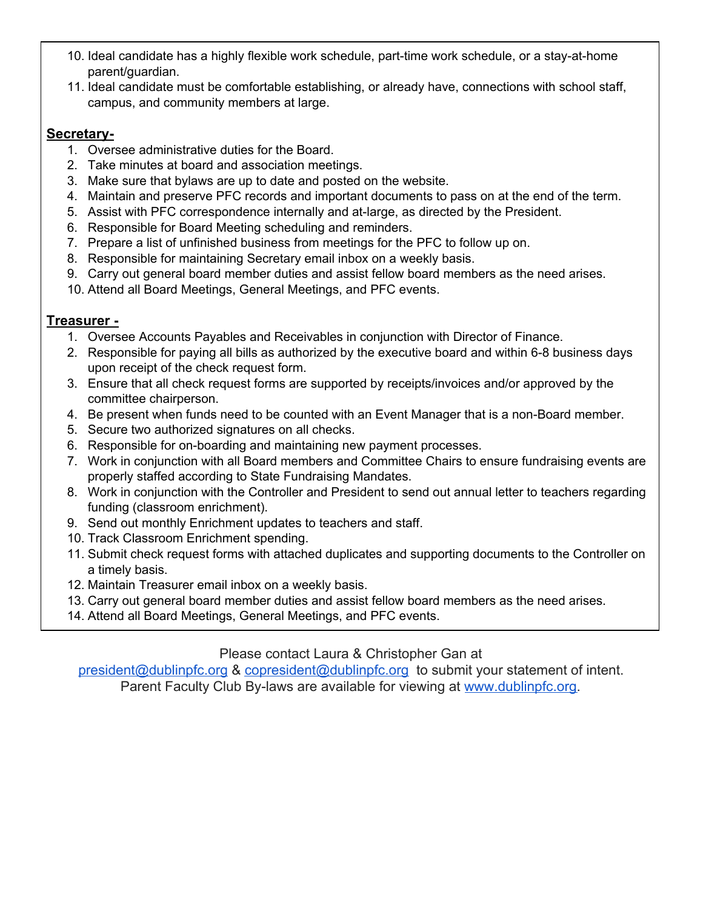10. Ideal candidate has a highly flexible work schedule, part-time work schedule, or a stay-at-home parent/guardian.
11. Ideal candidate must be comfortable establishing, or already have, connections with school staff, campus, and community members at large.

**Secretary-**

1. Oversee administrative duties for the Board.
2. Take minutes at board and association meetings.
3. Make sure that bylaws are up to date and posted on the website.
4. Maintain and preserve PFC records and important documents to pass on at the end of the term.
5. Assist with PFC correspondence internally and at-large, as directed by the President.
6. Responsible for Board Meeting scheduling and reminders.
7. Prepare a list of unfinished business from meetings for the PFC to follow up on.
8. Responsible for maintaining Secretary email inbox on a weekly basis.
9. Carry out general board member duties and assist fellow board members as the need arises.
10. Attend all Board Meetings, General Meetings, and PFC events.

**Treasurer -**

1. Oversee Accounts Payables and Receivables in conjunction with Director of Finance.
2. Responsible for paying all bills as authorized by the executive board and within 6-8 business days upon receipt of the check request form.
3. Ensure that all check request forms are supported by receipts/invoices and/or approved by the committee chairperson.
4. Be present when funds need to be counted with an Event Manager that is a non-Board member.
5. Secure two authorized signatures on all checks.
6. Responsible for on-boarding and maintaining new payment processes.
7. Work in conjunction with all Board members and Committee Chairs to ensure fundraising events are properly staffed according to State Fundraising Mandates.
8. Work in conjunction with the Controller and President to send out annual letter to teachers regarding funding (classroom enrichment).
9. Send out monthly Enrichment updates to teachers and staff.
10. Track Classroom Enrichment spending.
11. Submit check request forms with attached duplicates and supporting documents to the Controller on a timely basis.
12. Maintain Treasurer email inbox on a weekly basis.
13. Carry out general board member duties and assist fellow board members as the need arises.
14. Attend all Board Meetings, General Meetings, and PFC events.

Please contact Laura & Christopher Gan at
[president@dublinpfc.org](mailto:president@dublinpfc.org) & [copresident@dublinpfc.org](mailto:copresident@dublinpfc.org) to submit your statement of intent.
Parent Faculty Club By-laws are available for viewing at [www.dublinpfc.org](http://www.dublinpfc.org).